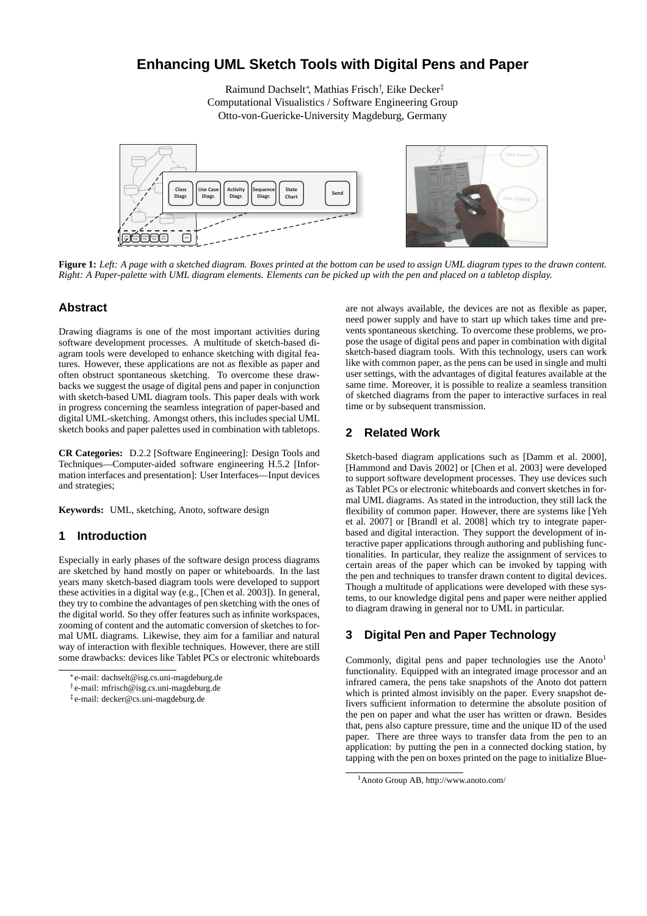# Enhancing UML Sketch Tools with Digital Pens and Paper

Raimund Dachselt*, Mathias Frisch†, Eike Decker‡
Computational Visualistics / Software Engineering Group
Otto-von-Guericke-University Magdeburg, Germany

**Figure 1:** *Left: A page with a sketched diagram. Boxes printed at the bottom can be used to assign UML diagram types to the drawn content. Right: A Paper-palette with UML diagram elements. Elements can be picked up with the pen and placed on a tabletop display.*

## Abstract

Drawing diagrams is one of the most important activities during software development processes. A multitude of sketch-based diagram tools were developed to enhance sketching with digital features. However, these applications are not as flexible as paper and often obstruct spontaneous sketching. To overcome these drawbacks we suggest the usage of digital pens and paper in conjunction with sketch-based UML diagram tools. This paper deals with work in progress concerning the seamless integration of paper-based and digital UML-sketching. Amongst others, this includes special UML sketch books and paper palettes used in combination with tabletops.

**CR Categories:** D.2.2 [Software Engineering]: Design Tools and Techniques—Computer-aided software engineering H.5.2 [Information interfaces and presentation]: User Interfaces—Input devices and strategies;

**Keywords:** UML, sketching, Anoto, software design

## 1 Introduction

Especially in early phases of the software design process diagrams are sketched by hand mostly on paper or whiteboards. In the last years many sketch-based diagram tools were developed to support these activities in a digital way (e.g., [Chen et al. 2003]). In general, they try to combine the advantages of pen sketching with the ones of the digital world. So they offer features such as infinite workspaces, zooming of content and the automatic conversion of sketches to formal UML diagrams. Likewise, they aim for a familiar and natural way of interaction with flexible techniques. However, there are still some drawbacks: devices like Tablet PCs or electronic whiteboards are not always available, the devices are not as flexible as paper, need power supply and have to start up which takes time and prevents spontaneous sketching. To overcome these problems, we propose the usage of digital pens and paper in combination with digital sketch-based diagram tools. With this technology, users can work like with common paper, as the pens can be used in single and multi user settings, with the advantages of digital features available at the same time. Moreover, it is possible to realize a seamless transition of sketched diagrams from the paper to interactive surfaces in real time or by subsequent transmission.

## 2 Related Work

Sketch-based diagram applications such as [Damm et al. 2000], [Hammond and Davis 2002] or [Chen et al. 2003] were developed to support software development processes. They use devices such as Tablet PCs or electronic whiteboards and convert sketches in formal UML diagrams. As stated in the introduction, they still lack the flexibility of common paper. However, there are systems like [Yeh et al. 2007] or [Brandl et al. 2008] which try to integrate paper-based and digital interaction. They support the development of interactive paper applications through authoring and publishing functionalities. In particular, they realize the assignment of services to certain areas of the paper which can be invoked by tapping with the pen and techniques to transfer drawn content to digital devices. Though a multitude of applications were developed with these systems, to our knowledge digital pens and paper were neither applied to diagram drawing in general nor to UML in particular.

## 3 Digital Pen and Paper Technology

Commonly, digital pens and paper technologies use the Anoto[1] functionality. Equipped with an integrated image processor and an infrared camera, the pens take snapshots of the Anoto dot pattern which is printed almost invisibly on the paper. Every snapshot delivers sufficient information to determine the absolute position of the pen on paper and what the user has written or drawn. Besides that, pens also capture pressure, time and the unique ID of the used paper. There are three ways to transfer data from the pen to an application: by putting the pen in a connected docking station, by tapping with the pen on boxes printed on the page to initialize Blue-

*e-mail: dachselt@isg.cs.uni-magdeburg.de
†e-mail: mfrisch@isg.cs.uni-magdeburg.de
‡e-mail: decker@cs.uni-magdeburg.de

[1] Anoto Group AB, http://www.anoto.com/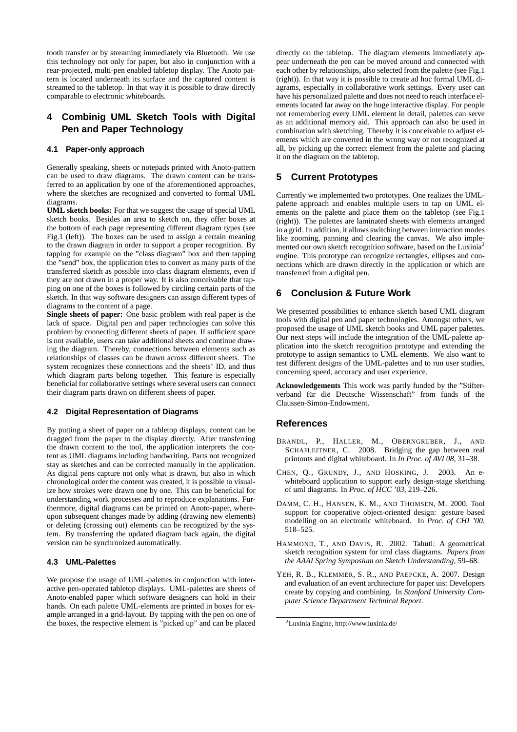tooth transfer or by streaming immediately via Bluetooth. We use this technology not only for paper, but also in conjunction with a rear-projected, multi-pen enabled tabletop display. The Anoto pattern is located underneath its surface and the captured content is streamed to the tabletop. In that way it is possible to draw directly comparable to electronic whiteboards.

## 4 Combinig UML Sketch Tools with Digital Pen and Paper Technology

### 4.1 Paper-only approach

Generally speaking, sheets or notepads printed with Anoto-pattern can be used to draw diagrams. The drawn content can be transferred to an application by one of the aforementioned approaches, where the sketches are recognized and converted to formal UML diagrams.

**UML sketch books:** For that we suggest the usage of special UML sketch books. Besides an area to sketch on, they offer boxes at the bottom of each page representing different diagram types (see Fig.1 (left)). The boxes can be used to assign a certain meaning to the drawn diagram in order to support a proper recognition. By tapping for example on the "class diagram" box and then tapping the "send" box, the application tries to convert as many parts of the transferred sketch as possible into class diagram elements, even if they are not drawn in a proper way. It is also conceivable that tapping on one of the boxes is followed by circling certain parts of the sketch. In that way software designers can assign different types of diagrams to the content of a page.

**Single sheets of paper:** One basic problem with real paper is the lack of space. Digital pen and paper technologies can solve this problem by connecting different sheets of paper. If sufficient space is not available, users can take additional sheets and continue drawing the diagram. Thereby, connections between elements such as relationships of classes can be drawn across different sheets. The system recognizes these connections and the sheets' ID, and thus which diagram parts belong together. This feature is especially beneficial for collaborative settings where several users can connect their diagram parts drawn on different sheets of paper.

### 4.2 Digital Representation of Diagrams

By putting a sheet of paper on a tabletop displays, content can be dragged from the paper to the display directly. After transferring the drawn content to the tool, the application interprets the content as UML diagrams including handwriting. Parts not recognized stay as sketches and can be corrected manually in the application. As digital pens capture not only what is drawn, but also in which chronological order the content was created, it is possible to visualize how strokes were drawn one by one. This can be beneficial for understanding work processes and to reproduce explanations. Furthermore, digital diagrams can be printed on Anoto-paper, whereupon subsequent changes made by adding (drawing new elements) or deleting (crossing out) elements can be recognized by the system. By transferring the updated diagram back again, the digital version can be synchronized automatically.

### 4.3 UML-Palettes

We propose the usage of UML-palettes in conjunction with interactive pen-operated tabletop displays. UML-palettes are sheets of Anoto-enabled paper which software designers can hold in their hands. On each palette UML-elements are printed in boxes for example arranged in a grid-layout. By tapping with the pen on one of the boxes, the respective element is "picked up" and can be placed directly on the tabletop. The diagram elements immediately appear underneath the pen can be moved around and connected with each other by relationships, also selected from the palette (see Fig.1 (right)). In that way it is possible to create ad hoc formal UML diagrams, especially in collaborative work settings. Every user can have his personalized palette and does not need to reach interface elements located far away on the huge interactive display. For people not remembering every UML element in detail, palettes can serve as an additional memory aid. This approach can also be used in combination with sketching. Thereby it is conceivable to adjust elements which are converted in the wrong way or not recognized at all, by picking up the correct element from the palette and placing it on the diagram on the tabletop.

## 5 Current Prototypes

Currently we implemented two prototypes. One realizes the UML-palette approach and enables multiple users to tap on UML elements on the palette and place them on the tabletop (see Fig.1 (right)). The palettes are laminated sheets with elements arranged in a grid. In addition, it allows switching between interaction modes like zooming, panning and clearing the canvas. We also implemented our own sketch recognition software, based on the Luxinia[2] engine. This prototype can recognize rectangles, ellipses and connections which are drawn directly in the application or which are transferred from a digital pen.

## 6 Conclusion & Future Work

We presented possibilities to enhance sketch based UML diagram tools with digital pen and paper technologies. Amongst others, we proposed the usage of UML sketch books and UML paper palettes. Our next steps will include the integration of the UML-palette application into the sketch recognition prototype and extending the prototype to assign semantics to UML elements. We also want to test different designs of the UML-palettes and to run user studies, concerning speed, accuracy and user experience.

**Acknowledgements** This work was partly funded by the "Stifterverband für die Deutsche Wissenschaft" from funds of the Claussen-Simon-Endowment.

## References

BRANDL, P., HALLER, M., OBERNGRUBER, J., AND SCHAFLEITNER, C. 2008. Bridging the gap between real printouts and digital whiteboard. In *In Proc. of AVI 08*, 31–38.

CHEN, Q., GRUNDY, J., AND HOSKING, J. 2003. An e-whiteboard application to support early design-stage sketching of uml diagrams. In *Proc. of HCC '03*, 219–226.

DAMM, C. H., HANSEN, K. M., AND THOMSEN, M. 2000. Tool support for cooperative object-oriented design: gesture based modelling on an electronic whiteboard. In *Proc. of CHI '00*, 518–525.

HAMMOND, T., AND DAVIS, R. 2002. Tahuti: A geometrical sketch recognition system for uml class diagrams. *Papers from the AAAI Spring Symposium on Sketch Understanding*, 59–68.

YEH, R. B., KLEMMER, S. R., AND PAEPCKE, A. 2007. Design and evaluation of an event architecture for paper uis: Developers create by copying and combining. In *Stanford University Computer Science Department Technical Report*.

[2]Luxinia Engine, http://www.luxinia.de/